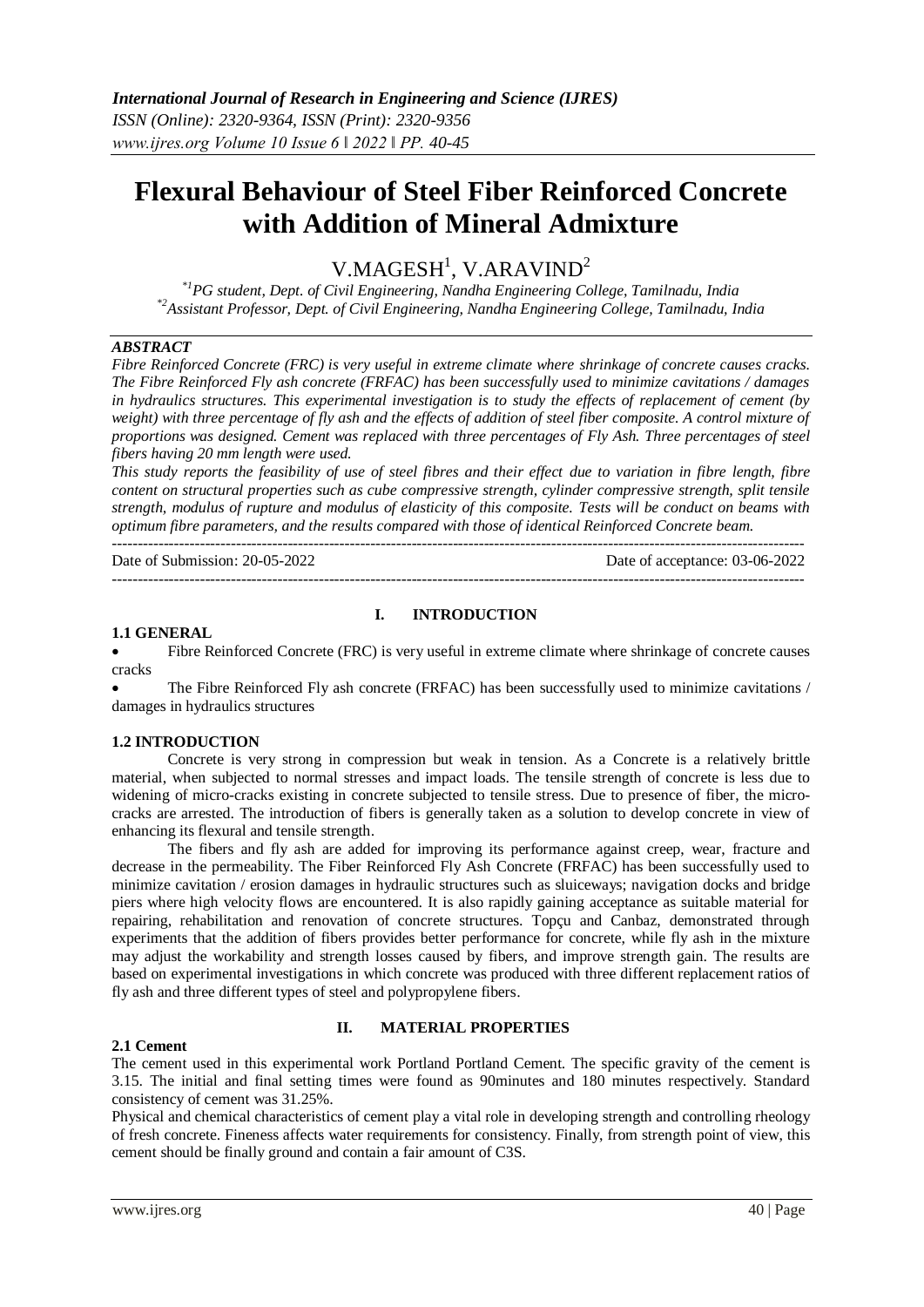# Flexural Behaviour of Steel Fiber Reinforced Concrete with Addition of Mineral Admixture

V.MAGESH[1], V.ARAVIND[2]

*[1]PG student, Dept. of Civil Engineering, Nandha Engineering College, Tamilnadu, India*
*[2]Assistant Professor, Dept. of Civil Engineering, Nandha Engineering College, Tamilnadu, India*

## *ABSTRACT*

*Fibre Reinforced Concrete (FRC) is very useful in extreme climate where shrinkage of concrete causes cracks. The Fibre Reinforced Fly ash concrete (FRFAC) has been successfully used to minimize cavitations / damages in hydraulics structures. This experimental investigation is to study the effects of replacement of cement (by weight) with three percentage of fly ash and the effects of addition of steel fiber composite. A control mixture of proportions was designed. Cement was replaced with three percentages of Fly Ash. Three percentages of steel fibers having 20 mm length were used.*

*This study reports the feasibility of use of steel fibres and their effect due to variation in fibre length, fibre content on structural properties such as cube compressive strength, cylinder compressive strength, split tensile strength, modulus of rupture and modulus of elasticity of this composite. Tests will be conduct on beams with optimum fibre parameters, and the results compared with those of identical Reinforced Concrete beam.*

---

Date of Submission: 20-05-2022 Date of acceptance: 03-06-2022

---

## I. INTRODUCTION

### 1.1 GENERAL

- Fibre Reinforced Concrete (FRC) is very useful in extreme climate where shrinkage of concrete causes cracks
- The Fibre Reinforced Fly ash concrete (FRFAC) has been successfully used to minimize cavitations / damages in hydraulics structures

### 1.2 INTRODUCTION

Concrete is very strong in compression but weak in tension. As a Concrete is a relatively brittle material, when subjected to normal stresses and impact loads. The tensile strength of concrete is less due to widening of micro-cracks existing in concrete subjected to tensile stress. Due to presence of fiber, the micro-cracks are arrested. The introduction of fibers is generally taken as a solution to develop concrete in view of enhancing its flexural and tensile strength.

The fibers and fly ash are added for improving its performance against creep, wear, fracture and decrease in the permeability. The Fiber Reinforced Fly Ash Concrete (FRFAC) has been successfully used to minimize cavitation / erosion damages in hydraulic structures such as sluiceways; navigation docks and bridge piers where high velocity flows are encountered. It is also rapidly gaining acceptance as suitable material for repairing, rehabilitation and renovation of concrete structures. Topçu and Canbaz, demonstrated through experiments that the addition of fibers provides better performance for concrete, while fly ash in the mixture may adjust the workability and strength losses caused by fibers, and improve strength gain. The results are based on experimental investigations in which concrete was produced with three different replacement ratios of fly ash and three different types of steel and polypropylene fibers.

## II. MATERIAL PROPERTIES

### 2.1 Cement

The cement used in this experimental work Portland Portland Cement. The specific gravity of the cement is 3.15. The initial and final setting times were found as 90minutes and 180 minutes respectively. Standard consistency of cement was 31.25%.

Physical and chemical characteristics of cement play a vital role in developing strength and controlling rheology of fresh concrete. Fineness affects water requirements for consistency. Finally, from strength point of view, this cement should be finally ground and contain a fair amount of C3S.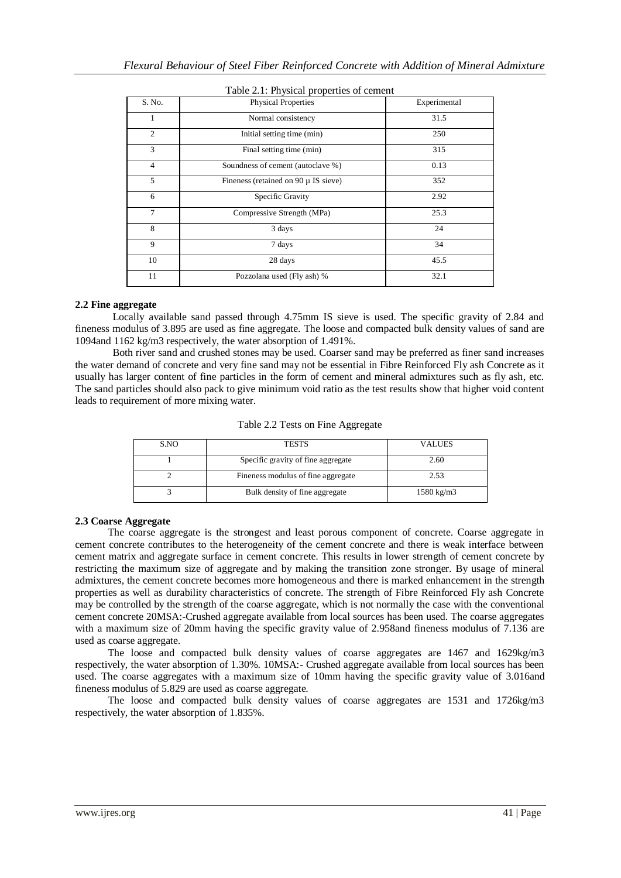Table 2.1: Physical properties of cement

| S. No. | Physical Properties | Experimental |
|---|---|---|
| 1 | Normal consistency | 31.5 |
| 2 | Initial setting time (min) | 250 |
| 3 | Final setting time (min) | 315 |
| 4 | Soundness of cement (autoclave %) | 0.13 |
| 5 | Fineness (retained on 90 μ IS sieve) | 352 |
| 6 | Specific Gravity | 2.92 |
| 7 | Compressive Strength (MPa) | 25.3 |
| 8 | 3 days | 24 |
| 9 | 7 days | 34 |
| 10 | 28 days | 45.5 |
| 11 | Pozzolana used (Fly ash) % | 32.1 |

**2.2 Fine aggregate**

Locally available sand passed through 4.75mm IS sieve is used. The specific gravity of 2.84 and fineness modulus of 3.895 are used as fine aggregate. The loose and compacted bulk density values of sand are 1094and 1162 kg/m3 respectively, the water absorption of 1.491%.

Both river sand and crushed stones may be used. Coarser sand may be preferred as finer sand increases the water demand of concrete and very fine sand may not be essential in Fibre Reinforced Fly ash Concrete as it usually has larger content of fine particles in the form of cement and mineral admixtures such as fly ash, etc. The sand particles should also pack to give minimum void ratio as the test results show that higher void content leads to requirement of more mixing water.

Table 2.2 Tests on Fine Aggregate

| S.NO | TESTS | VALUES |
|---|---|---|
| 1 | Specific gravity of fine aggregate | 2.60 |
| 2 | Fineness modulus of fine aggregate | 2.53 |
| 3 | Bulk density of fine aggregate | 1580 kg/m3 |

**2.3 Coarse Aggregate**

The coarse aggregate is the strongest and least porous component of concrete. Coarse aggregate in cement concrete contributes to the heterogeneity of the cement concrete and there is weak interface between cement matrix and aggregate surface in cement concrete. This results in lower strength of cement concrete by restricting the maximum size of aggregate and by making the transition zone stronger. By usage of mineral admixtures, the cement concrete becomes more homogeneous and there is marked enhancement in the strength properties as well as durability characteristics of concrete. The strength of Fibre Reinforced Fly ash Concrete may be controlled by the strength of the coarse aggregate, which is not normally the case with the conventional cement concrete 20MSA:-Crushed aggregate available from local sources has been used. The coarse aggregates with a maximum size of 20mm having the specific gravity value of 2.958and fineness modulus of 7.136 are used as coarse aggregate.

The loose and compacted bulk density values of coarse aggregates are 1467 and 1629kg/m3 respectively, the water absorption of 1.30%. 10MSA:- Crushed aggregate available from local sources has been used. The coarse aggregates with a maximum size of 10mm having the specific gravity value of 3.016and fineness modulus of 5.829 are used as coarse aggregate.

The loose and compacted bulk density values of coarse aggregates are 1531 and 1726kg/m3 respectively, the water absorption of 1.835%.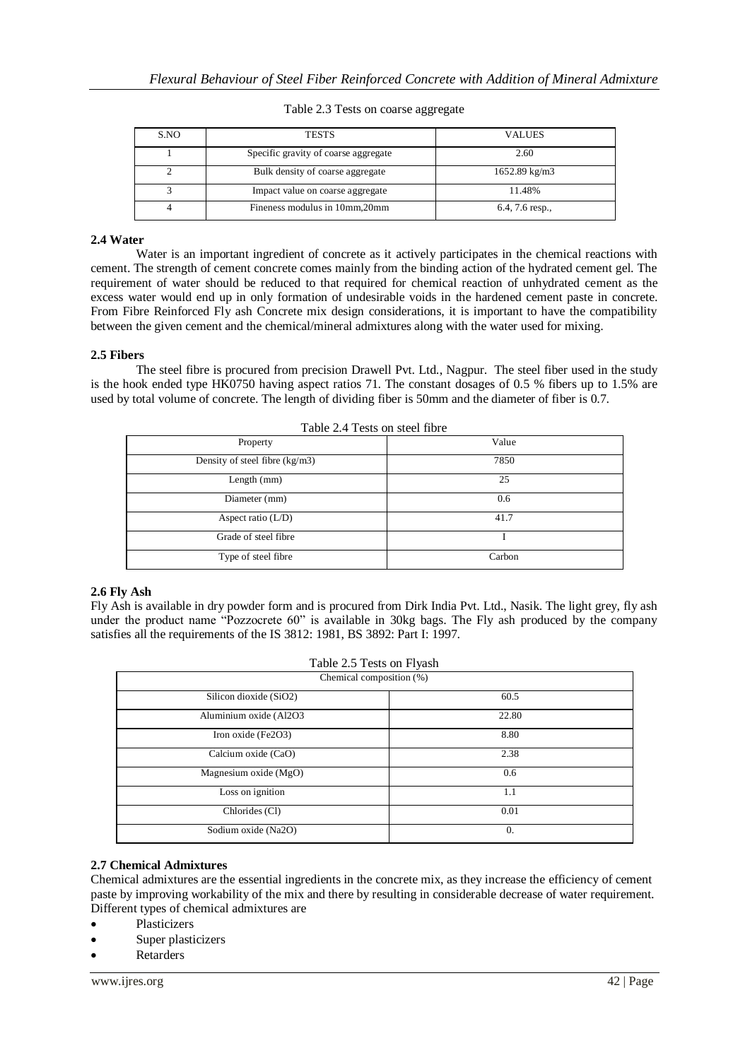Table 2.3 Tests on coarse aggregate

| S.NO | TESTS | VALUES |
|---|---|---|
| 1 | Specific gravity of coarse aggregate | 2.60 |
| 2 | Bulk density of coarse aggregate | 1652.89 kg/m3 |
| 3 | Impact value on coarse aggregate | 11.48% |
| 4 | Fineness modulus in 10mm,20mm | 6.4, 7.6 resp., |

### 2.4 Water

Water is an important ingredient of concrete as it actively participates in the chemical reactions with cement. The strength of cement concrete comes mainly from the binding action of the hydrated cement gel. The requirement of water should be reduced to that required for chemical reaction of unhydrated cement as the excess water would end up in only formation of undesirable voids in the hardened cement paste in concrete. From Fibre Reinforced Fly ash Concrete mix design considerations, it is important to have the compatibility between the given cement and the chemical/mineral admixtures along with the water used for mixing.

### 2.5 Fibers

The steel fibre is procured from precision Drawell Pvt. Ltd., Nagpur. The steel fiber used in the study is the hook ended type HK0750 having aspect ratios 71. The constant dosages of 0.5 % fibers up to 1.5% are used by total volume of concrete. The length of dividing fiber is 50mm and the diameter of fiber is 0.7.

Table 2.4 Tests on steel fibre

| Property | Value |
|---|---|
| Density of steel fibre (kg/m3) | 7850 |
| Length (mm) | 25 |
| Diameter (mm) | 0.6 |
| Aspect ratio (L/D) | 41.7 |
| Grade of steel fibre | I |
| Type of steel fibre | Carbon |

### 2.6 Fly Ash

Fly Ash is available in dry powder form and is procured from Dirk India Pvt. Ltd., Nasik. The light grey, fly ash under the product name "Pozzocrete 60" is available in 30kg bags. The Fly ash produced by the company satisfies all the requirements of the IS 3812: 1981, BS 3892: Part I: 1997.

Table 2.5 Tests on Flyash

| Chemical composition (%) | |
|---|---|
| Silicon dioxide ($SiO_2$) | 60.5 |
| Aluminium oxide ($Al_2O_3$ | 22.80 |
| Iron oxide ($Fe_2O_3$) | 8.80 |
| Calcium oxide (CaO) | 2.38 |
| Magnesium oxide (MgO) | 0.6 |
| Loss on ignition | 1.1 |
| Chlorides (Cl) | 0.01 |
| Sodium oxide ($Na_2O$) | 0. |

### 2.7 Chemical Admixtures

Chemical admixtures are the essential ingredients in the concrete mix, as they increase the efficiency of cement paste by improving workability of the mix and there by resulting in considerable decrease of water requirement. Different types of chemical admixtures are

- Plasticizers
- Super plasticizers
- Retarders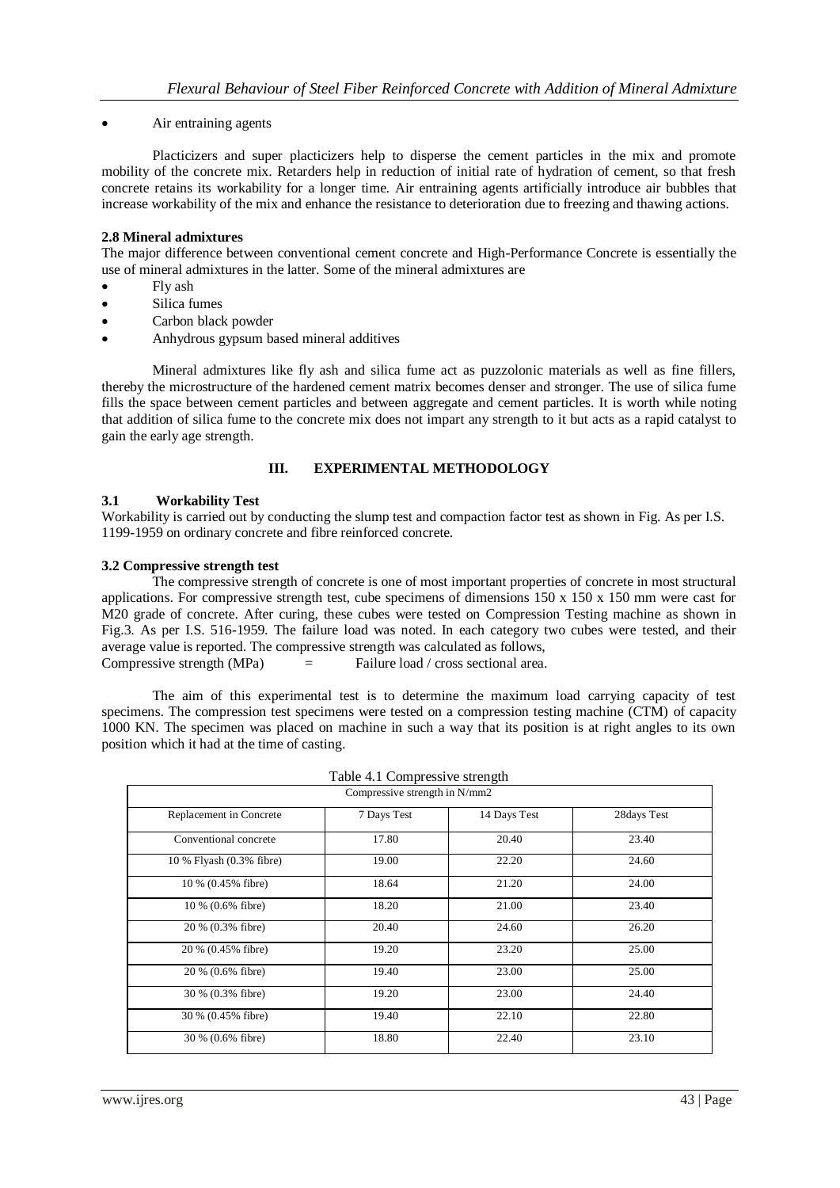- Air entraining agents

Placticizers and super placticizers help to disperse the cement particles in the mix and promote mobility of the concrete mix. Retarders help in reduction of initial rate of hydration of cement, so that fresh concrete retains its workability for a longer time. Air entraining agents artificially introduce air bubbles that increase workability of the mix and enhance the resistance to deterioration due to freezing and thawing actions.

**2.8 Mineral admixtures**

The major difference between conventional cement concrete and High-Performance Concrete is essentially the use of mineral admixtures in the latter. Some of the mineral admixtures are

- Fly ash
- Silica fumes
- Carbon black powder
- Anhydrous gypsum based mineral additives

Mineral admixtures like fly ash and silica fume act as puzzolonic materials as well as fine fillers, thereby the microstructure of the hardened cement matrix becomes denser and stronger. The use of silica fume fills the space between cement particles and between aggregate and cement particles. It is worth while noting that addition of silica fume to the concrete mix does not impart any strength to it but acts as a rapid catalyst to gain the early age strength.

## III. EXPERIMENTAL METHODOLOGY

### 3.1 Workability Test

Workability is carried out by conducting the slump test and compaction factor test as shown in Fig. As per I.S. 1199-1959 on ordinary concrete and fibre reinforced concrete.

### 3.2 Compressive strength test

The compressive strength of concrete is one of most important properties of concrete in most structural applications. For compressive strength test, cube specimens of dimensions 150 x 150 x 150 mm were cast for M20 grade of concrete. After curing, these cubes were tested on Compression Testing machine as shown in Fig.3. As per I.S. 516-1959. The failure load was noted. In each category two cubes were tested, and their average value is reported. The compressive strength was calculated as follows,

Compressive strength (MPa) = Failure load / cross sectional area.

The aim of this experimental test is to determine the maximum load carrying capacity of test specimens. The compression test specimens were tested on a compression testing machine (CTM) of capacity 1000 KN. The specimen was placed on machine in such a way that its position is at right angles to its own position which it had at the time of casting.

Table 4.1 Compressive strength

| Compressive strength in N/mm2 | | | |
|---|---|---|---|
| Replacement in Concrete | 7 Days Test | 14 Days Test | 28days Test |
| Conventional concrete | 17.80 | 20.40 | 23.40 |
| 10 % Flyash (0.3% fibre) | 19.00 | 22.20 | 24.60 |
| 10 % (0.45% fibre) | 18.64 | 21.20 | 24.00 |
| 10 % (0.6% fibre) | 18.20 | 21.00 | 23.40 |
| 20 % (0.3% fibre) | 20.40 | 24.60 | 26.20 |
| 20 % (0.45% fibre) | 19.20 | 23.20 | 25.00 |
| 20 % (0.6% fibre) | 19.40 | 23.00 | 25.00 |
| 30 % (0.3% fibre) | 19.20 | 23.00 | 24.40 |
| 30 % (0.45% fibre) | 19.40 | 22.10 | 22.80 |
| 30 % (0.6% fibre) | 18.80 | 22.40 | 23.10 |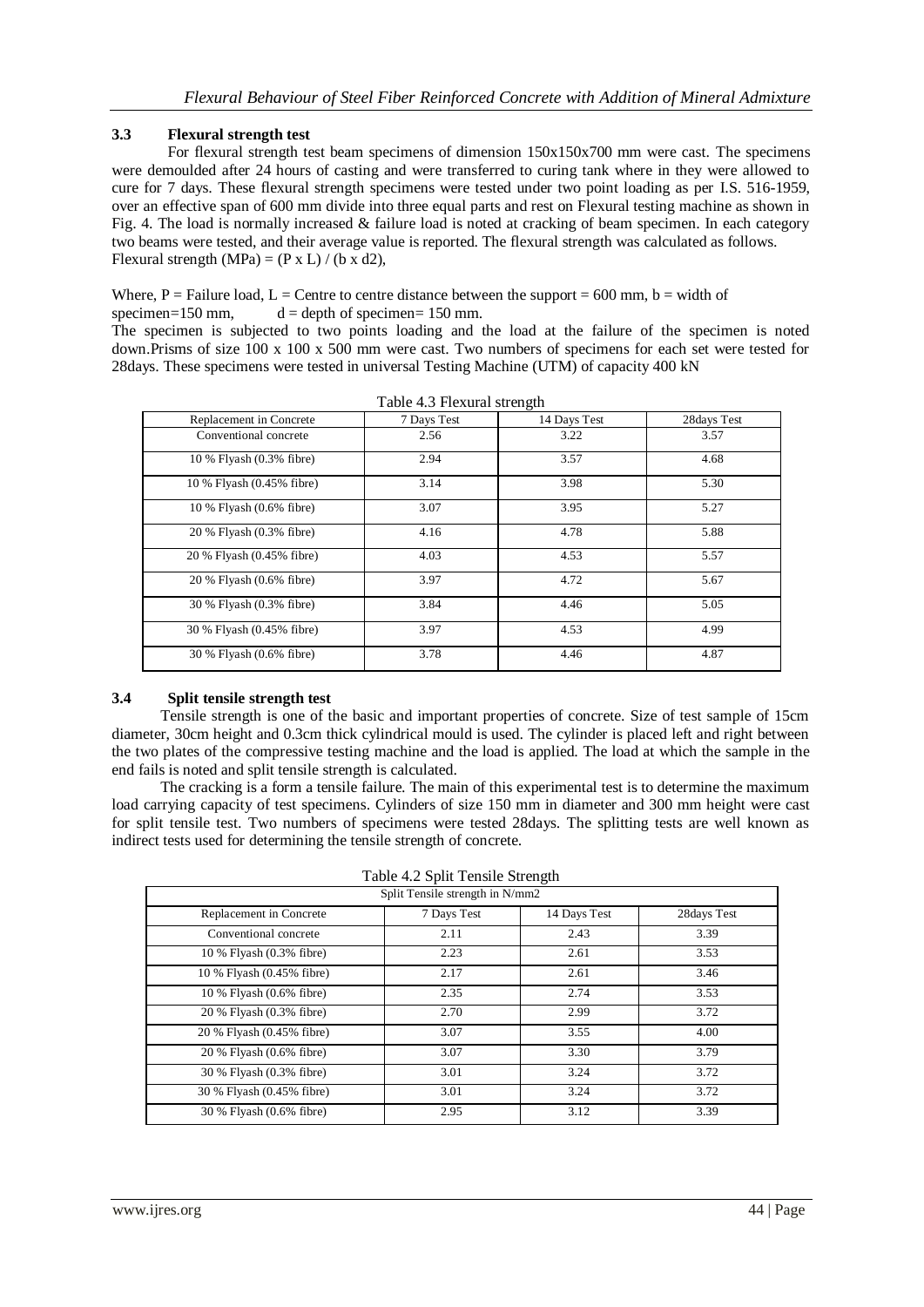### 3.3 Flexural strength test

For flexural strength test beam specimens of dimension 150x150x700 mm were cast. The specimens were demoulded after 24 hours of casting and were transferred to curing tank where in they were allowed to cure for 7 days. These flexural strength specimens were tested under two point loading as per I.S. 516-1959, over an effective span of 600 mm divide into three equal parts and rest on Flexural testing machine as shown in Fig. 4. The load is normally increased & failure load is noted at cracking of beam specimen. In each category two beams were tested, and their average value is reported. The flexural strength was calculated as follows.
Flexural strength (MPa) = $(P \times L) / (b \times d2)$,

Where, P = Failure load, L = Centre to centre distance between the support = 600 mm, b = width of specimen=150 mm, d = depth of specimen= 150 mm.
The specimen is subjected to two points loading and the load at the failure of the specimen is noted down.Prisms of size 100 x 100 x 500 mm were cast. Two numbers of specimens for each set were tested for 28days. These specimens were tested in universal Testing Machine (UTM) of capacity 400 kN

Table 4.3 Flexural strength

| Replacement in Concrete | 7 Days Test | 14 Days Test | 28days Test |
|---|---|---|---|
| Conventional concrete | 2.56 | 3.22 | 3.57 |
| 10 % Flyash (0.3% fibre) | 2.94 | 3.57 | 4.68 |
| 10 % Flyash (0.45% fibre) | 3.14 | 3.98 | 5.30 |
| 10 % Flyash (0.6% fibre) | 3.07 | 3.95 | 5.27 |
| 20 % Flyash (0.3% fibre) | 4.16 | 4.78 | 5.88 |
| 20 % Flyash (0.45% fibre) | 4.03 | 4.53 | 5.57 |
| 20 % Flyash (0.6% fibre) | 3.97 | 4.72 | 5.67 |
| 30 % Flyash (0.3% fibre) | 3.84 | 4.46 | 5.05 |
| 30 % Flyash (0.45% fibre) | 3.97 | 4.53 | 4.99 |
| 30 % Flyash (0.6% fibre) | 3.78 | 4.46 | 4.87 |

### 3.4 Split tensile strength test

Tensile strength is one of the basic and important properties of concrete. Size of test sample of 15cm diameter, 30cm height and 0.3cm thick cylindrical mould is used. The cylinder is placed left and right between the two plates of the compressive testing machine and the load is applied. The load at which the sample in the end fails is noted and split tensile strength is calculated.

The cracking is a form a tensile failure. The main of this experimental test is to determine the maximum load carrying capacity of test specimens. Cylinders of size 150 mm in diameter and 300 mm height were cast for split tensile test. Two numbers of specimens were tested 28days. The splitting tests are well known as indirect tests used for determining the tensile strength of concrete.

Table 4.2 Split Tensile Strength

| Split Tensile strength in N/mm2 | | | |
|---|---|---|---|
| Replacement in Concrete | 7 Days Test | 14 Days Test | 28days Test |
| Conventional concrete | 2.11 | 2.43 | 3.39 |
| 10 % Flyash (0.3% fibre) | 2.23 | 2.61 | 3.53 |
| 10 % Flyash (0.45% fibre) | 2.17 | 2.61 | 3.46 |
| 10 % Flyash (0.6% fibre) | 2.35 | 2.74 | 3.53 |
| 20 % Flyash (0.3% fibre) | 2.70 | 2.99 | 3.72 |
| 20 % Flyash (0.45% fibre) | 3.07 | 3.55 | 4.00 |
| 20 % Flyash (0.6% fibre) | 3.07 | 3.30 | 3.79 |
| 30 % Flyash (0.3% fibre) | 3.01 | 3.24 | 3.72 |
| 30 % Flyash (0.45% fibre) | 3.01 | 3.24 | 3.72 |
| 30 % Flyash (0.6% fibre) | 2.95 | 3.12 | 3.39 |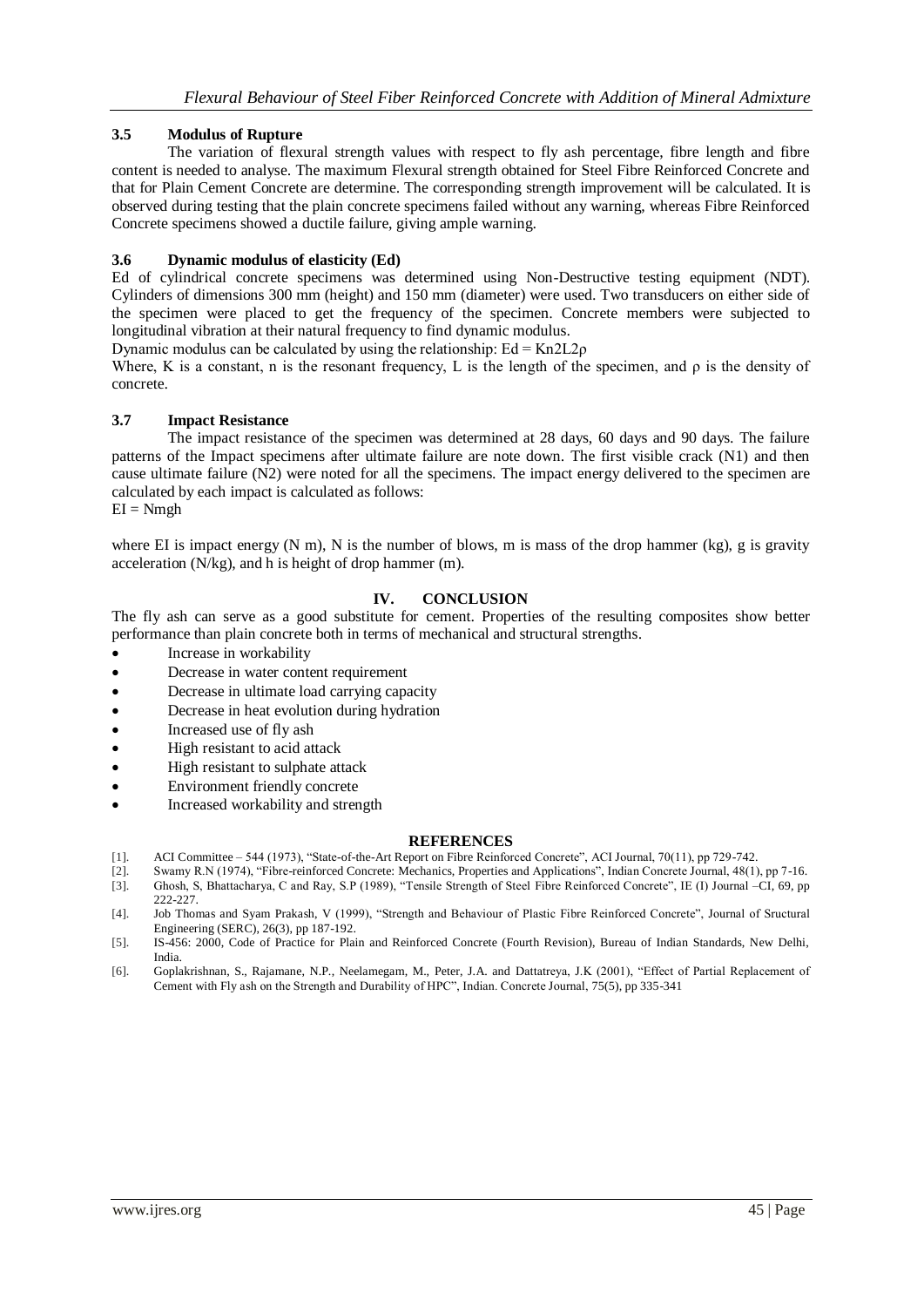### 3.5 Modulus of Rupture

The variation of flexural strength values with respect to fly ash percentage, fibre length and fibre content is needed to analyse. The maximum Flexural strength obtained for Steel Fibre Reinforced Concrete and that for Plain Cement Concrete are determine. The corresponding strength improvement will be calculated. It is observed during testing that the plain concrete specimens failed without any warning, whereas Fibre Reinforced Concrete specimens showed a ductile failure, giving ample warning.

### 3.6 Dynamic modulus of elasticity (Ed)

Ed of cylindrical concrete specimens was determined using Non-Destructive testing equipment (NDT). Cylinders of dimensions 300 mm (height) and 150 mm (diameter) were used. Two transducers on either side of the specimen were placed to get the frequency of the specimen. Concrete members were subjected to longitudinal vibration at their natural frequency to find dynamic modulus.

Dynamic modulus can be calculated by using the relationship: $Ed = Kn^2L^2\rho$

Where, K is a constant, n is the resonant frequency, L is the length of the specimen, and ρ is the density of concrete.

### 3.7 Impact Resistance

The impact resistance of the specimen was determined at 28 days, 60 days and 90 days. The failure patterns of the Impact specimens after ultimate failure are note down. The first visible crack (N1) and then cause ultimate failure (N2) were noted for all the specimens. The impact energy delivered to the specimen are calculated by each impact is calculated as follows:

$EI = Nmgh$

where EI is impact energy (N m), N is the number of blows, m is mass of the drop hammer (kg), g is gravity acceleration (N/kg), and h is height of drop hammer (m).

## IV. CONCLUSION

The fly ash can serve as a good substitute for cement. Properties of the resulting composites show better performance than plain concrete both in terms of mechanical and structural strengths.

- Increase in workability
- Decrease in water content requirement
- Decrease in ultimate load carrying capacity
- Decrease in heat evolution during hydration
- Increased use of fly ash
- High resistant to acid attack
- High resistant to sulphate attack
- Environment friendly concrete
- Increased workability and strength

## REFERENCES

[1]. ACI Committee – 544 (1973), "State-of-the-Art Report on Fibre Reinforced Concrete", ACI Journal, 70(11), pp 729-742.

[2]. Swamy R.N (1974), "Fibre-reinforced Concrete: Mechanics, Properties and Applications", Indian Concrete Journal, 48(1), pp 7-16.

[3]. Ghosh, S, Bhattacharya, C and Ray, S.P (1989), "Tensile Strength of Steel Fibre Reinforced Concrete", IE (I) Journal –CI, 69, pp 222-227.

[4]. Job Thomas and Syam Prakash, V (1999), "Strength and Behaviour of Plastic Fibre Reinforced Concrete", Journal of Sructural Engineering (SERC), 26(3), pp 187-192.

[5]. IS-456: 2000, Code of Practice for Plain and Reinforced Concrete (Fourth Revision), Bureau of Indian Standards, New Delhi, India.

[6]. Goplakrishnan, S., Rajamane, N.P., Neelamegam, M., Peter, J.A. and Dattatreya, J.K (2001), "Effect of Partial Replacement of Cement with Fly ash on the Strength and Durability of HPC", Indian. Concrete Journal, 75(5), pp 335-341